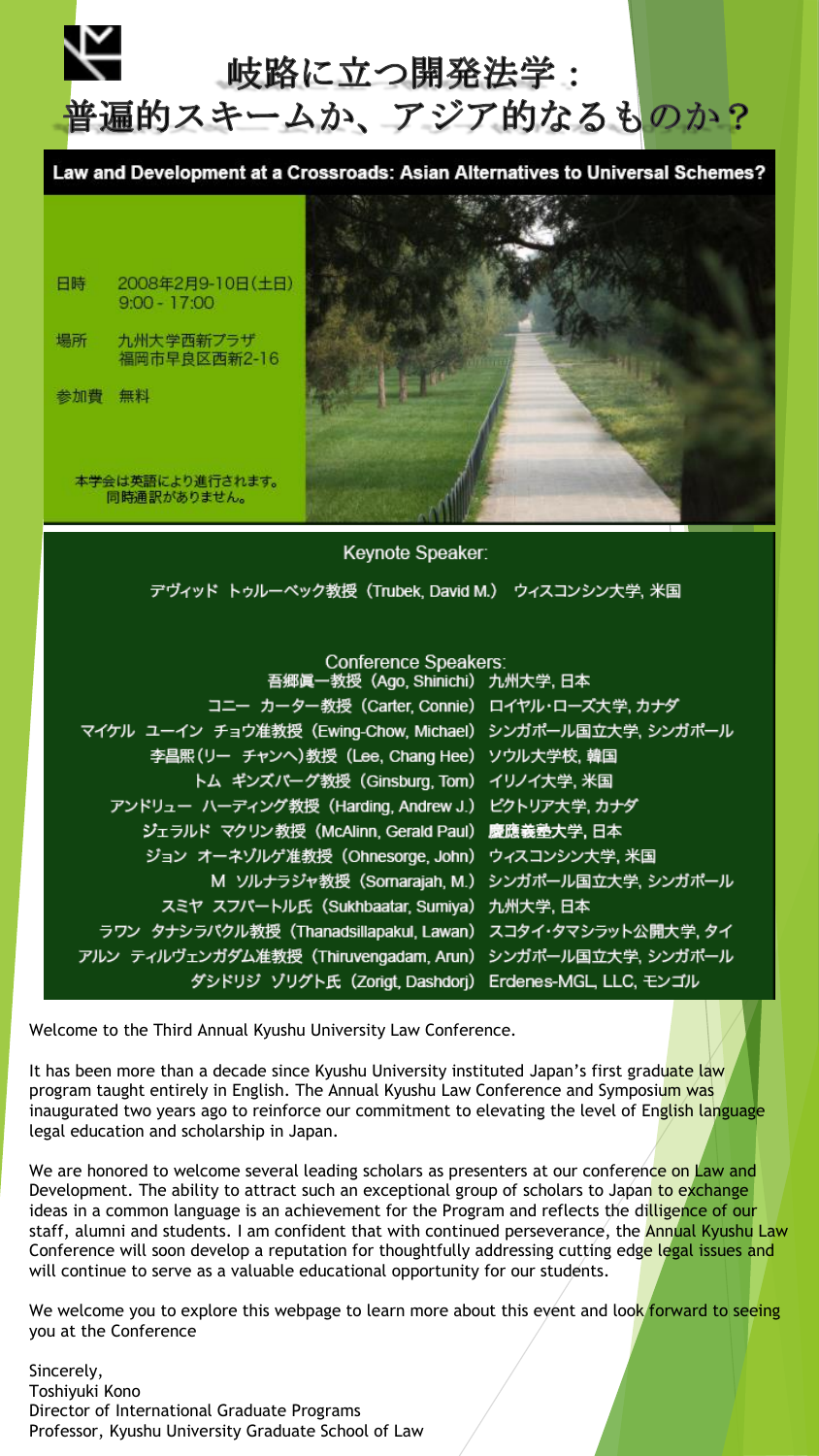# 岐路に立つ開発法学：普遍的スキームか、アジア的なるものか？

## Law and Development at a Crossroads: Asian Alternatives to Universal Schemes?

日時　2008年2月9-10日(土日)
9:00 - 17:00

場所　九州大学西新プラザ
福岡市早良区西新2-16

参加費　無料

本学会は英語により進行されます。
同時通訳がありません。

### Keynote Speaker:

デヴィッド トゥルーベック教授（Trubek, David M.）　ウィスコンシン大学, 米国

### Conference Speakers:

| | |
|---|---|
| 吾郷眞一教授（Ago, Shinichi） | 九州大学, 日本 |
| コニー カーター教授（Carter, Connie） | ロイヤル･ローズ大学, カナダ |
| マイケル ユーイン チョウ准教授（Ewing-Chow, Michael） | シンガポール国立大学, シンガポール |
| 李昌熙(リー チャンヘ)教授（Lee, Chang Hee） | ソウル大学校, 韓国 |
| トム ギンズバーグ教授（Ginsburg, Tom） | イリノイ大学, 米国 |
| アンドリュー ハーディング教授（Harding, Andrew J.） | ビクトリア大学, カナダ |
| ジェラルド マクリン教授（McAlinn, Gerald Paul） | 慶應義塾大学, 日本 |
| ジョン オーネゾルゲ准教授（Ohnesorge, John） | ウィスコンシン大学, 米国 |
| M ソルナラジャ教授（Sornarajah, M.） | シンガポール国立大学, シンガポール |
| スミヤ スフバートル氏（Sukhbaatar, Sumiya） | 九州大学, 日本 |
| ラワン タナシラパクル教授（Thanadsillapakul, Lawan） | スコタイ･タマシラット公開大学, タイ |
| アルン ティルヴェンガダム准教授（Thiruvengadam, Arun） | シンガポール国立大学, シンガポール |
| ダシドリジ ゾリグト氏（Zorigt, Dashdorj） | Erdenes-MGL, LLC, モンゴル |

Welcome to the Third Annual Kyushu University Law Conference.

It has been more than a decade since Kyushu University instituted Japan's first graduate law program taught entirely in English. The Annual Kyushu Law Conference and Symposium was inaugurated two years ago to reinforce our commitment to elevating the level of English language legal education and scholarship in Japan.

We are honored to welcome several leading scholars as presenters at our conference on Law and Development. The ability to attract such an exceptional group of scholars to Japan to exchange ideas in a common language is an achievement for the Program and reflects the dilligence of our staff, alumni and students. I am confident that with continued perseverance, the Annual Kyushu Law Conference will soon develop a reputation for thoughtfully addressing cutting edge legal issues and will continue to serve as a valuable educational opportunity for our students.

We welcome you to explore this webpage to learn more about this event and look forward to seeing you at the Conference

Sincerely,
Toshiyuki Kono
Director of International Graduate Programs
Professor, Kyushu University Graduate School of Law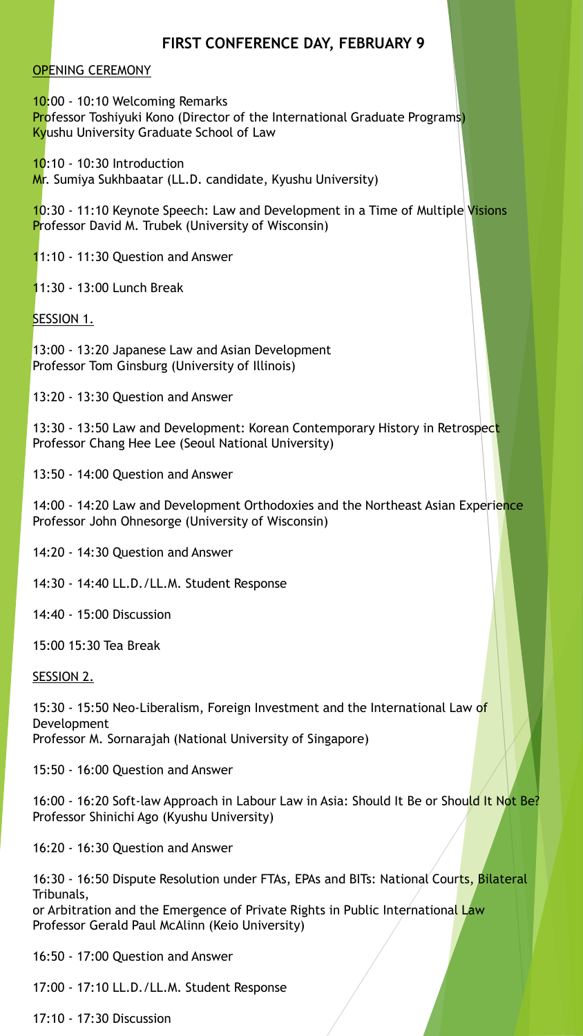## FIRST CONFERENCE DAY, FEBRUARY 9

OPENING CEREMONY

10:00 - 10:10 Welcoming Remarks
Professor Toshiyuki Kono (Director of the International Graduate Programs)
Kyushu University Graduate School of Law

10:10 - 10:30 Introduction
Mr. Sumiya Sukhbaatar (LL.D. candidate, Kyushu University)

10:30 - 11:10 Keynote Speech: Law and Development in a Time of Multiple Visions
Professor David M. Trubek (University of Wisconsin)

11:10 - 11:30 Question and Answer

11:30 - 13:00 Lunch Break

SESSION 1.

13:00 - 13:20 Japanese Law and Asian Development
Professor Tom Ginsburg (University of Illinois)

13:20 - 13:30 Question and Answer

13:30 - 13:50 Law and Development: Korean Contemporary History in Retrospect
Professor Chang Hee Lee (Seoul National University)

13:50 - 14:00 Question and Answer

14:00 - 14:20 Law and Development Orthodoxies and the Northeast Asian Experience
Professor John Ohnesorge (University of Wisconsin)

14:20 - 14:30 Question and Answer

14:30 - 14:40 LL.D./LL.M. Student Response

14:40 - 15:00 Discussion

15:00 15:30 Tea Break

SESSION 2.

15:30 - 15:50 Neo-Liberalism, Foreign Investment and the International Law of Development
Professor M. Sornarajah (National University of Singapore)

15:50 - 16:00 Question and Answer

16:00 - 16:20 Soft-law Approach in Labour Law in Asia: Should It Be or Should It Not Be?
Professor Shinichi Ago (Kyushu University)

16:20 - 16:30 Question and Answer

16:30 - 16:50 Dispute Resolution under FTAs, EPAs and BITs: National Courts, Bilateral Tribunals,
or Arbitration and the Emergence of Private Rights in Public International Law
Professor Gerald Paul McAlinn (Keio University)

16:50 - 17:00 Question and Answer

17:00 - 17:10 LL.D./LL.M. Student Response

17:10 - 17:30 Discussion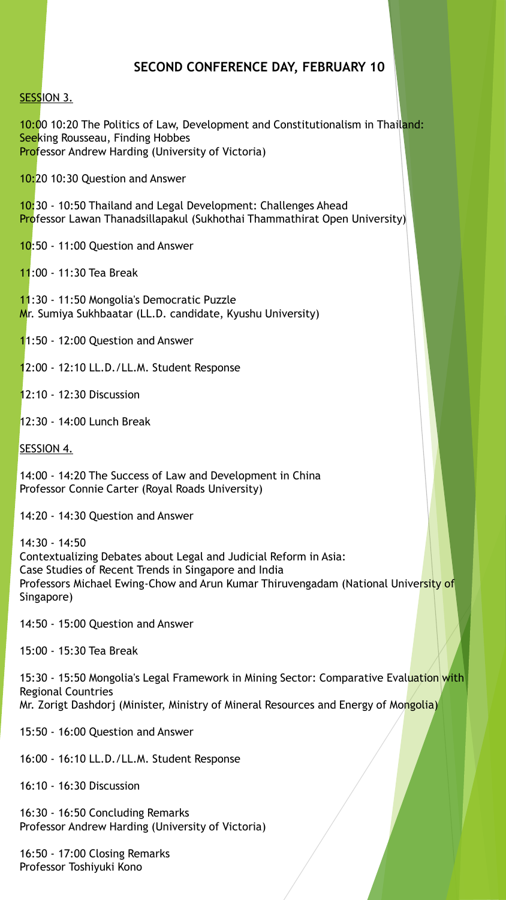## SECOND CONFERENCE DAY, FEBRUARY 10

SESSION 3.

10:00 10:20 The Politics of Law, Development and Constitutionalism in Thailand: Seeking Rousseau, Finding Hobbes
Professor Andrew Harding (University of Victoria)

10:20 10:30 Question and Answer

10:30 - 10:50 Thailand and Legal Development: Challenges Ahead
Professor Lawan Thanadsillapakul (Sukhothai Thammathirat Open University)

10:50 - 11:00 Question and Answer

11:00 - 11:30 Tea Break

11:30 - 11:50 Mongolia's Democratic Puzzle
Mr. Sumiya Sukhbaatar (LL.D. candidate, Kyushu University)

11:50 - 12:00 Question and Answer

12:00 - 12:10 LL.D./LL.M. Student Response

12:10 - 12:30 Discussion

12:30 - 14:00 Lunch Break

SESSION 4.

14:00 - 14:20 The Success of Law and Development in China
Professor Connie Carter (Royal Roads University)

14:20 - 14:30 Question and Answer

14:30 - 14:50
Contextualizing Debates about Legal and Judicial Reform in Asia:
Case Studies of Recent Trends in Singapore and India
Professors Michael Ewing-Chow and Arun Kumar Thiruvengadam (National University of Singapore)

14:50 - 15:00 Question and Answer

15:00 - 15:30 Tea Break

15:30 - 15:50 Mongolia's Legal Framework in Mining Sector: Comparative Evaluation with Regional Countries
Mr. Zorigt Dashdorj (Minister, Ministry of Mineral Resources and Energy of Mongolia)

15:50 - 16:00 Question and Answer

16:00 - 16:10 LL.D./LL.M. Student Response

16:10 - 16:30 Discussion

16:30 - 16:50 Concluding Remarks
Professor Andrew Harding (University of Victoria)

16:50 - 17:00 Closing Remarks
Professor Toshiyuki Kono